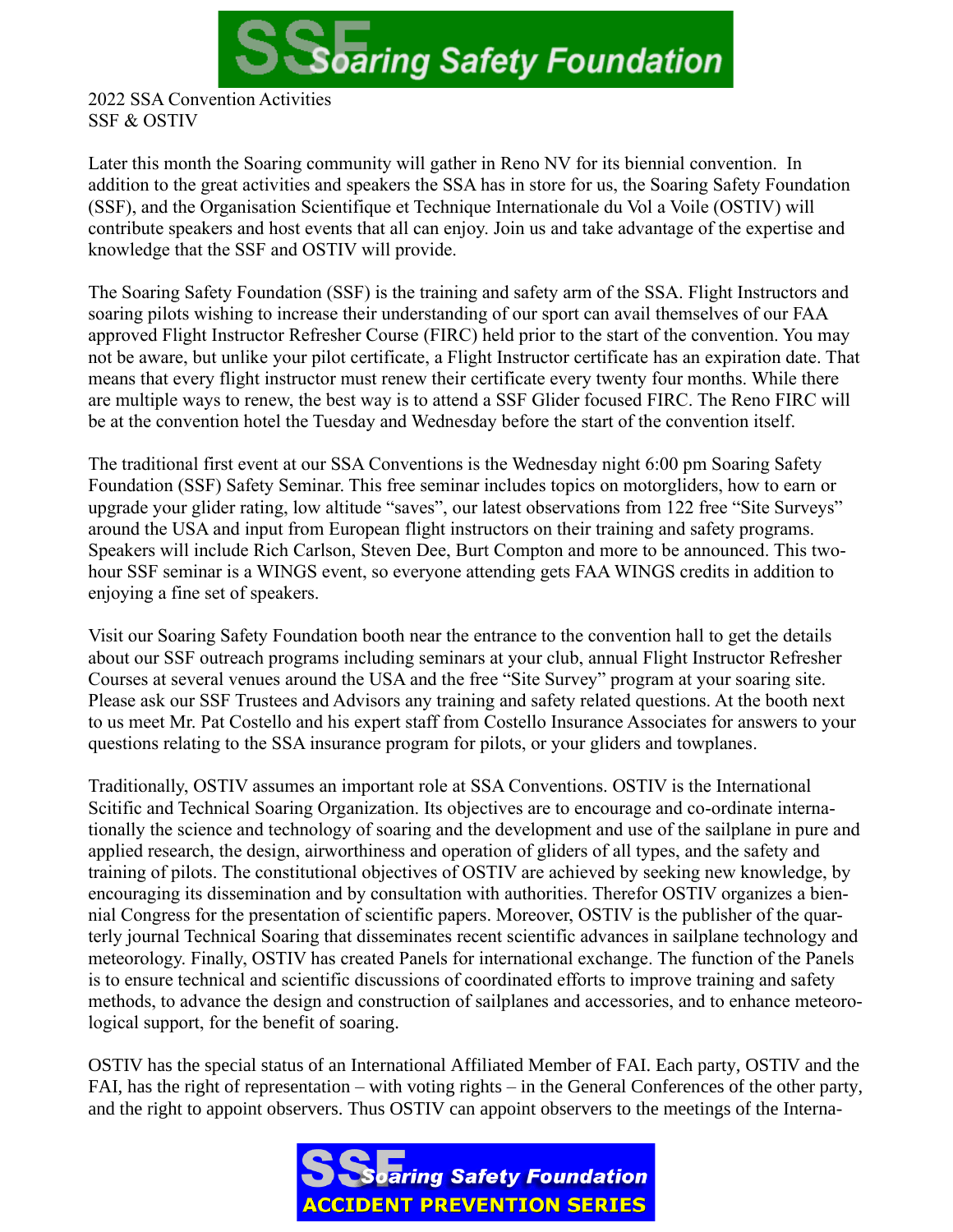2022 SSA Convention Activities
SSF & OSTIV

Later this month the Soaring community will gather in Reno NV for its biennial convention. In addition to the great activities and speakers the SSA has in store for us, the Soaring Safety Foundation (SSF), and the Organisation Scientifique et Technique Internationale du Vol a Voile (OSTIV) will contribute speakers and host events that all can enjoy. Join us and take advantage of the expertise and knowledge that the SSF and OSTIV will provide.

The Soaring Safety Foundation (SSF) is the training and safety arm of the SSA. Flight Instructors and soaring pilots wishing to increase their understanding of our sport can avail themselves of our FAA approved Flight Instructor Refresher Course (FIRC) held prior to the start of the convention. You may not be aware, but unlike your pilot certificate, a Flight Instructor certificate has an expiration date. That means that every flight instructor must renew their certificate every twenty four months. While there are multiple ways to renew, the best way is to attend a SSF Glider focused FIRC. The Reno FIRC will be at the convention hotel the Tuesday and Wednesday before the start of the convention itself.

The traditional first event at our SSA Conventions is the Wednesday night 6:00 pm Soaring Safety Foundation (SSF) Safety Seminar. This free seminar includes topics on motorgliders, how to earn or upgrade your glider rating, low altitude "saves", our latest observations from 122 free "Site Surveys" around the USA and input from European flight instructors on their training and safety programs. Speakers will include Rich Carlson, Steven Dee, Burt Compton and more to be announced. This two-hour SSF seminar is a WINGS event, so everyone attending gets FAA WINGS credits in addition to enjoying a fine set of speakers.

Visit our Soaring Safety Foundation booth near the entrance to the convention hall to get the details about our SSF outreach programs including seminars at your club, annual Flight Instructor Refresher Courses at several venues around the USA and the free "Site Survey" program at your soaring site. Please ask our SSF Trustees and Advisors any training and safety related questions. At the booth next to us meet Mr. Pat Costello and his expert staff from Costello Insurance Associates for answers to your questions relating to the SSA insurance program for pilots, or your gliders and towplanes.

Traditionally, OSTIV assumes an important role at SSA Conventions. OSTIV is the International Scitific and Technical Soaring Organization. Its objectives are to encourage and co-ordinate internationally the science and technology of soaring and the development and use of the sailplane in pure and applied research, the design, airworthiness and operation of gliders of all types, and the safety and training of pilots. The constitutional objectives of OSTIV are achieved by seeking new knowledge, by encouraging its dissemination and by consultation with authorities. Therefor OSTIV organizes a biennial Congress for the presentation of scientific papers. Moreover, OSTIV is the publisher of the quarterly journal Technical Soaring that disseminates recent scientific advances in sailplane technology and meteorology. Finally, OSTIV has created Panels for international exchange. The function of the Panels is to ensure technical and scientific discussions of coordinated efforts to improve training and safety methods, to advance the design and construction of sailplanes and accessories, and to enhance meteorological support, for the benefit of soaring.

OSTIV has the special status of an International Affiliated Member of FAI. Each party, OSTIV and the FAI, has the right of representation – with voting rights – in the General Conferences of the other party, and the right to appoint observers. Thus OSTIV can appoint observers to the meetings of the Interna-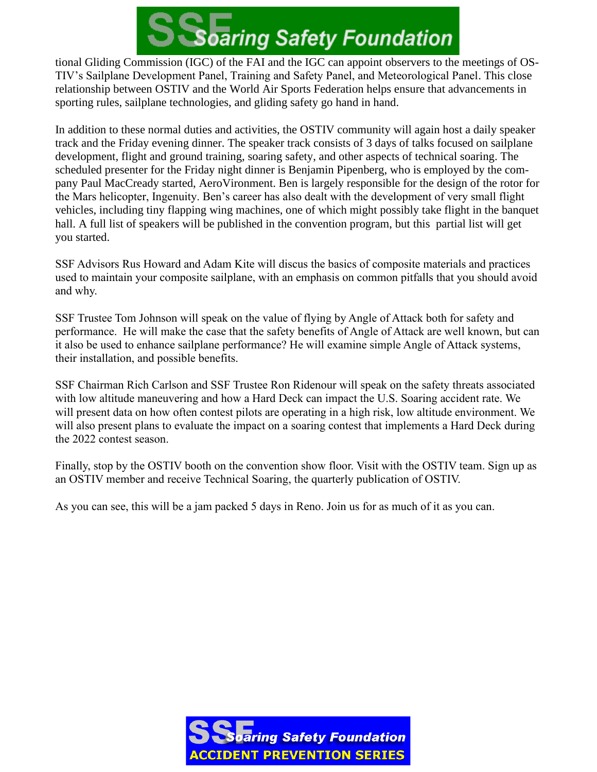tional Gliding Commission (IGC) of the FAI and the IGC can appoint observers to the meetings of OSTIV's Sailplane Development Panel, Training and Safety Panel, and Meteorological Panel. This close relationship between OSTIV and the World Air Sports Federation helps ensure that advancements in sporting rules, sailplane technologies, and gliding safety go hand in hand.

In addition to these normal duties and activities, the OSTIV community will again host a daily speaker track and the Friday evening dinner. The speaker track consists of 3 days of talks focused on sailplane development, flight and ground training, soaring safety, and other aspects of technical soaring. The scheduled presenter for the Friday night dinner is Benjamin Pipenberg, who is employed by the company Paul MacCready started, AeroVironment. Ben is largely responsible for the design of the rotor for the Mars helicopter, Ingenuity. Ben's career has also dealt with the development of very small flight vehicles, including tiny flapping wing machines, one of which might possibly take flight in the banquet hall. A full list of speakers will be published in the convention program, but this partial list will get you started.

SSF Advisors Rus Howard and Adam Kite will discus the basics of composite materials and practices used to maintain your composite sailplane, with an emphasis on common pitfalls that you should avoid and why.

SSF Trustee Tom Johnson will speak on the value of flying by Angle of Attack both for safety and performance. He will make the case that the safety benefits of Angle of Attack are well known, but can it also be used to enhance sailplane performance? He will examine simple Angle of Attack systems, their installation, and possible benefits.

SSF Chairman Rich Carlson and SSF Trustee Ron Ridenour will speak on the safety threats associated with low altitude maneuvering and how a Hard Deck can impact the U.S. Soaring accident rate. We will present data on how often contest pilots are operating in a high risk, low altitude environment. We will also present plans to evaluate the impact on a soaring contest that implements a Hard Deck during the 2022 contest season.

Finally, stop by the OSTIV booth on the convention show floor. Visit with the OSTIV team. Sign up as an OSTIV member and receive Technical Soaring, the quarterly publication of OSTIV.

As you can see, this will be a jam packed 5 days in Reno. Join us for as much of it as you can.